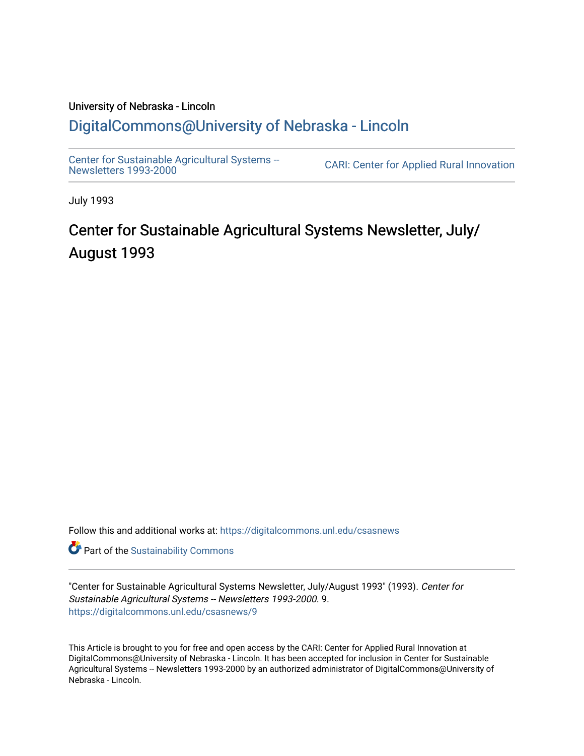University of Nebraska - Lincoln

## DigitalCommons@University of Nebraska - Lincoln

Center for Sustainable Agricultural Systems -- Newsletters 1993-2000

CARI: Center for Applied Rural Innovation

July 1993

# Center for Sustainable Agricultural Systems Newsletter, July/August 1993

Follow this and additional works at: https://digitalcommons.unl.edu/csasnews

Part of the Sustainability Commons

"Center for Sustainable Agricultural Systems Newsletter, July/August 1993" (1993). *Center for Sustainable Agricultural Systems -- Newsletters 1993-2000*. 9.
https://digitalcommons.unl.edu/csasnews/9

This Article is brought to you for free and open access by the CARI: Center for Applied Rural Innovation at DigitalCommons@University of Nebraska - Lincoln. It has been accepted for inclusion in Center for Sustainable Agricultural Systems -- Newsletters 1993-2000 by an authorized administrator of DigitalCommons@University of Nebraska - Lincoln.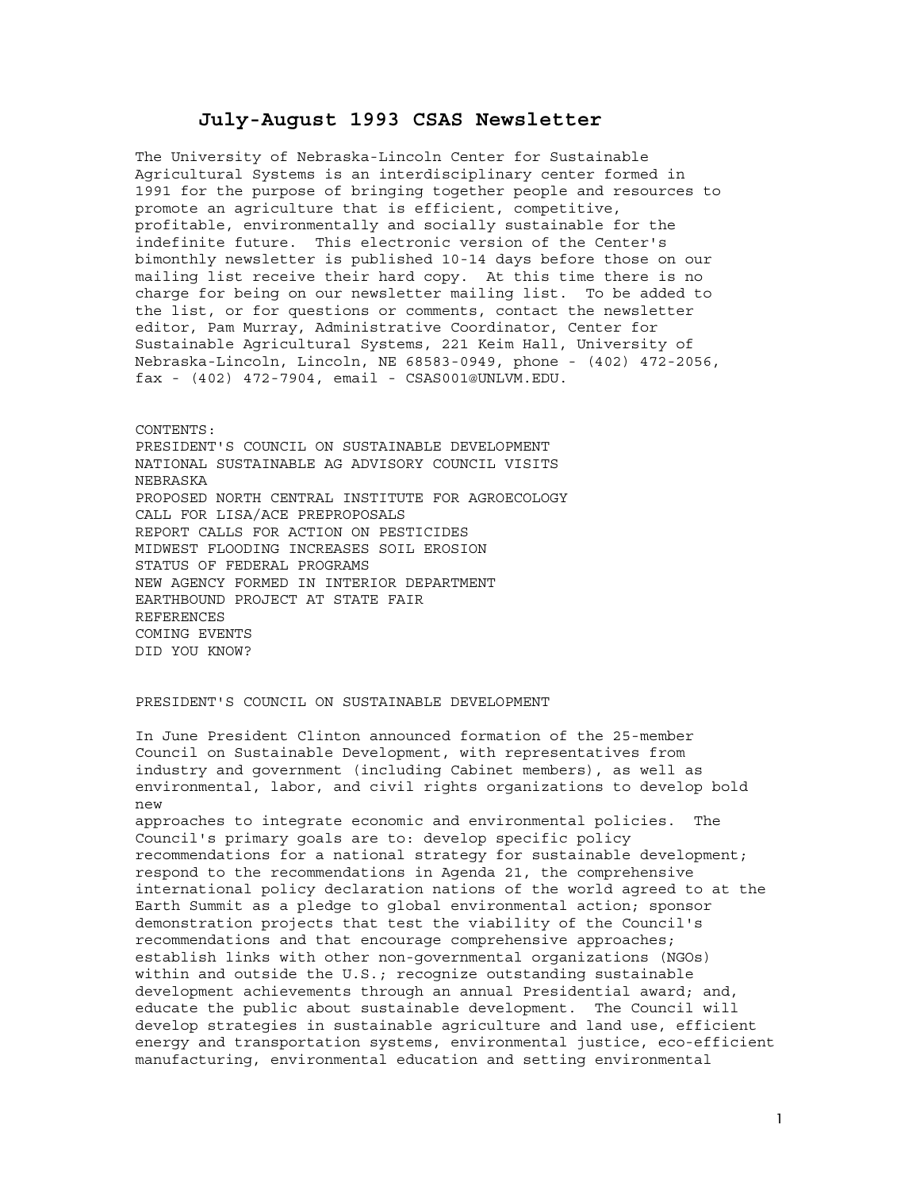# July-August 1993 CSAS Newsletter

The University of Nebraska-Lincoln Center for Sustainable Agricultural Systems is an interdisciplinary center formed in 1991 for the purpose of bringing together people and resources to promote an agriculture that is efficient, competitive, profitable, environmentally and socially sustainable for the indefinite future. This electronic version of the Center's bimonthly newsletter is published 10-14 days before those on our mailing list receive their hard copy. At this time there is no charge for being on our newsletter mailing list. To be added to the list, or for questions or comments, contact the newsletter editor, Pam Murray, Administrative Coordinator, Center for Sustainable Agricultural Systems, 221 Keim Hall, University of Nebraska-Lincoln, Lincoln, NE 68583-0949, phone - (402) 472-2056, fax - (402) 472-7904, email - CSAS001@UNLVM.EDU.

CONTENTS:
PRESIDENT'S COUNCIL ON SUSTAINABLE DEVELOPMENT
NATIONAL SUSTAINABLE AG ADVISORY COUNCIL VISITS NEBRASKA
PROPOSED NORTH CENTRAL INSTITUTE FOR AGROECOLOGY
CALL FOR LISA/ACE PREPROPOSALS
REPORT CALLS FOR ACTION ON PESTICIDES
MIDWEST FLOODING INCREASES SOIL EROSION
STATUS OF FEDERAL PROGRAMS
NEW AGENCY FORMED IN INTERIOR DEPARTMENT
EARTHBOUND PROJECT AT STATE FAIR
REFERENCES
COMING EVENTS
DID YOU KNOW?

## PRESIDENT'S COUNCIL ON SUSTAINABLE DEVELOPMENT

In June President Clinton announced formation of the 25-member Council on Sustainable Development, with representatives from industry and government (including Cabinet members), as well as environmental, labor, and civil rights organizations to develop bold new approaches to integrate economic and environmental policies. The Council's primary goals are to: develop specific policy recommendations for a national strategy for sustainable development; respond to the recommendations in Agenda 21, the comprehensive international policy declaration nations of the world agreed to at the Earth Summit as a pledge to global environmental action; sponsor demonstration projects that test the viability of the Council's recommendations and that encourage comprehensive approaches; establish links with other non-governmental organizations (NGOs) within and outside the U.S.; recognize outstanding sustainable development achievements through an annual Presidential award; and, educate the public about sustainable development. The Council will develop strategies in sustainable agriculture and land use, efficient energy and transportation systems, environmental justice, eco-efficient manufacturing, environmental education and setting environmental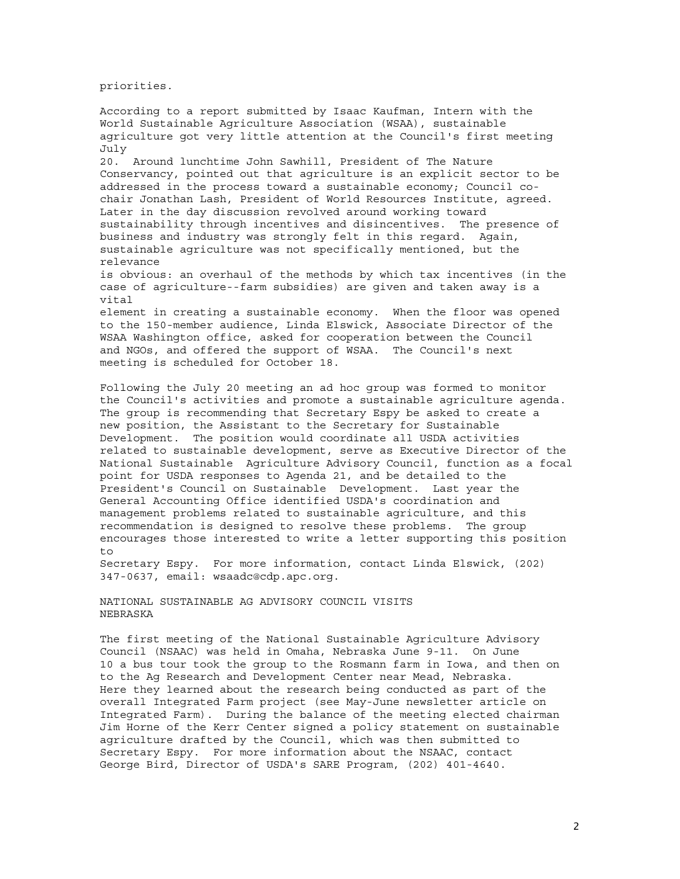priorities.

According to a report submitted by Isaac Kaufman, Intern with the World Sustainable Agriculture Association (WSAA), sustainable agriculture got very little attention at the Council's first meeting July 20. Around lunchtime John Sawhill, President of The Nature Conservancy, pointed out that agriculture is an explicit sector to be addressed in the process toward a sustainable economy; Council co-chair Jonathan Lash, President of World Resources Institute, agreed. Later in the day discussion revolved around working toward sustainability through incentives and disincentives. The presence of business and industry was strongly felt in this regard. Again, sustainable agriculture was not specifically mentioned, but the relevance is obvious: an overhaul of the methods by which tax incentives (in the case of agriculture--farm subsidies) are given and taken away is a vital element in creating a sustainable economy. When the floor was opened to the 150-member audience, Linda Elswick, Associate Director of the WSAA Washington office, asked for cooperation between the Council and NGOs, and offered the support of WSAA. The Council's next meeting is scheduled for October 18.

Following the July 20 meeting an ad hoc group was formed to monitor the Council's activities and promote a sustainable agriculture agenda. The group is recommending that Secretary Espy be asked to create a new position, the Assistant to the Secretary for Sustainable Development. The position would coordinate all USDA activities related to sustainable development, serve as Executive Director of the National Sustainable Agriculture Advisory Council, function as a focal point for USDA responses to Agenda 21, and be detailed to the President's Council on Sustainable Development. Last year the General Accounting Office identified USDA's coordination and management problems related to sustainable agriculture, and this recommendation is designed to resolve these problems. The group encourages those interested to write a letter supporting this position to Secretary Espy. For more information, contact Linda Elswick, (202) 347-0637, email: wsaadc@cdp.apc.org.

## NATIONAL SUSTAINABLE AG ADVISORY COUNCIL VISITS NEBRASKA

The first meeting of the National Sustainable Agriculture Advisory Council (NSAAC) was held in Omaha, Nebraska June 9-11. On June 10 a bus tour took the group to the Rosmann farm in Iowa, and then on to the Ag Research and Development Center near Mead, Nebraska. Here they learned about the research being conducted as part of the overall Integrated Farm project (see May-June newsletter article on Integrated Farm). During the balance of the meeting elected chairman Jim Horne of the Kerr Center signed a policy statement on sustainable agriculture drafted by the Council, which was then submitted to Secretary Espy. For more information about the NSAAC, contact George Bird, Director of USDA's SARE Program, (202) 401-4640.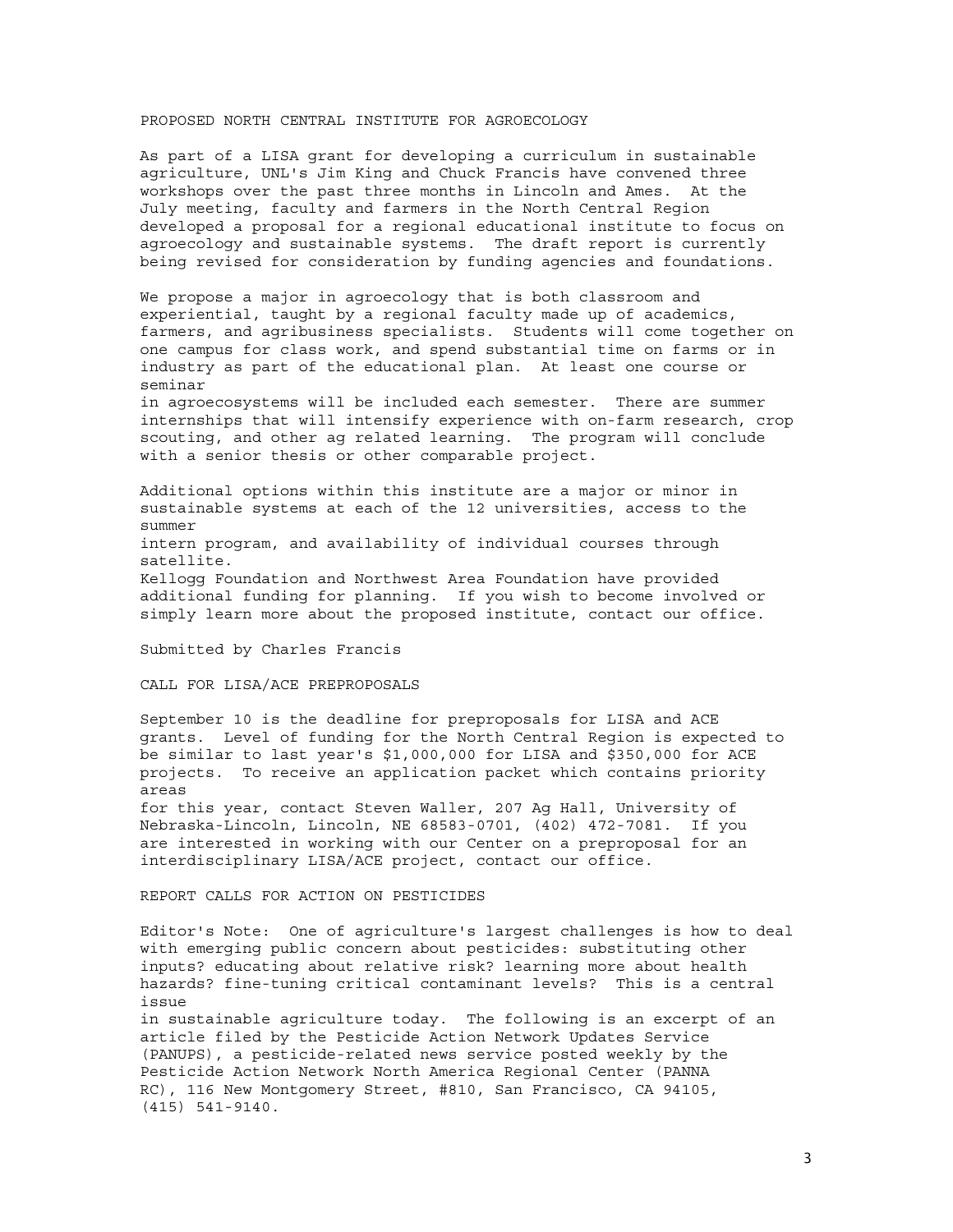## PROPOSED NORTH CENTRAL INSTITUTE FOR AGROECOLOGY

As part of a LISA grant for developing a curriculum in sustainable agriculture, UNL's Jim King and Chuck Francis have convened three workshops over the past three months in Lincoln and Ames. At the July meeting, faculty and farmers in the North Central Region developed a proposal for a regional educational institute to focus on agroecology and sustainable systems. The draft report is currently being revised for consideration by funding agencies and foundations.

We propose a major in agroecology that is both classroom and experiential, taught by a regional faculty made up of academics, farmers, and agribusiness specialists. Students will come together on one campus for class work, and spend substantial time on farms or in industry as part of the educational plan. At least one course or seminar in agroecosystems will be included each semester. There are summer internships that will intensify experience with on-farm research, crop scouting, and other ag related learning. The program will conclude with a senior thesis or other comparable project.

Additional options within this institute are a major or minor in sustainable systems at each of the 12 universities, access to the summer intern program, and availability of individual courses through satellite.

Kellogg Foundation and Northwest Area Foundation have provided additional funding for planning. If you wish to become involved or simply learn more about the proposed institute, contact our office.

Submitted by Charles Francis

## CALL FOR LISA/ACE PREPROPOSALS

September 10 is the deadline for preproposals for LISA and ACE grants. Level of funding for the North Central Region is expected to be similar to last year's $1,000,000 for LISA and $350,000 for ACE projects. To receive an application packet which contains priority areas for this year, contact Steven Waller, 207 Ag Hall, University of Nebraska-Lincoln, Lincoln, NE 68583-0701, (402) 472-7081. If you are interested in working with our Center on a preproposal for an interdisciplinary LISA/ACE project, contact our office.

## REPORT CALLS FOR ACTION ON PESTICIDES

Editor's Note: One of agriculture's largest challenges is how to deal with emerging public concern about pesticides: substituting other inputs? educating about relative risk? learning more about health hazards? fine-tuning critical contaminant levels? This is a central issue in sustainable agriculture today. The following is an excerpt of an article filed by the Pesticide Action Network Updates Service (PANUPS), a pesticide-related news service posted weekly by the Pesticide Action Network North America Regional Center (PANNA RC), 116 New Montgomery Street, #810, San Francisco, CA 94105, (415) 541-9140.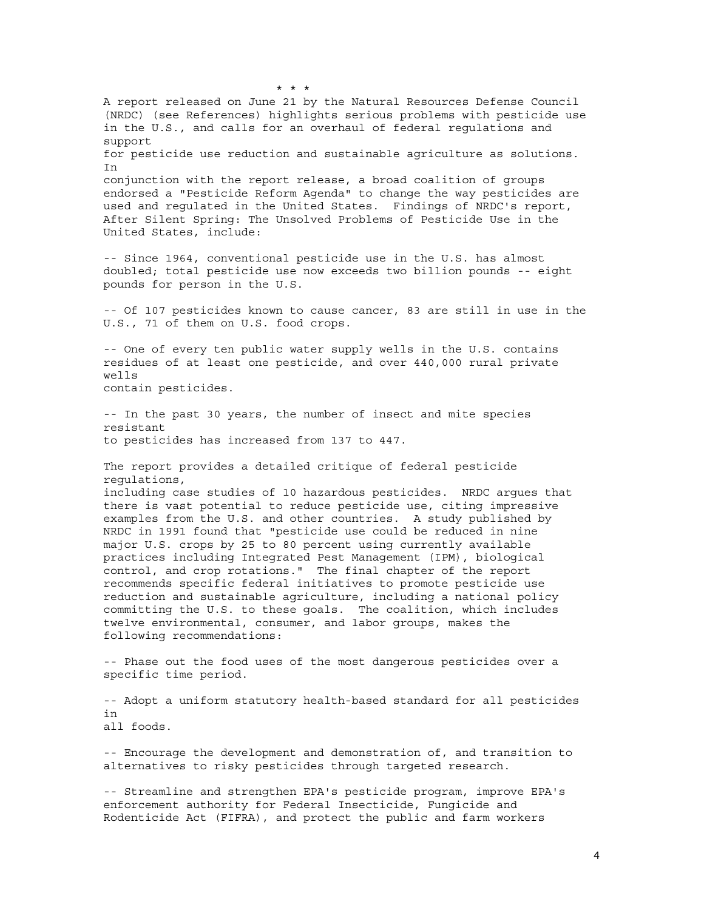* * *

A report released on June 21 by the Natural Resources Defense Council (NRDC) (see References) highlights serious problems with pesticide use in the U.S., and calls for an overhaul of federal regulations and support for pesticide use reduction and sustainable agriculture as solutions. In conjunction with the report release, a broad coalition of groups endorsed a "Pesticide Reform Agenda" to change the way pesticides are used and regulated in the United States. Findings of NRDC's report, After Silent Spring: The Unsolved Problems of Pesticide Use in the United States, include:

-- Since 1964, conventional pesticide use in the U.S. has almost doubled; total pesticide use now exceeds two billion pounds -- eight pounds for person in the U.S.

-- Of 107 pesticides known to cause cancer, 83 are still in use in the U.S., 71 of them on U.S. food crops.

-- One of every ten public water supply wells in the U.S. contains residues of at least one pesticide, and over 440,000 rural private wells contain pesticides.

-- In the past 30 years, the number of insect and mite species resistant to pesticides has increased from 137 to 447.

The report provides a detailed critique of federal pesticide regulations, including case studies of 10 hazardous pesticides. NRDC argues that there is vast potential to reduce pesticide use, citing impressive examples from the U.S. and other countries. A study published by NRDC in 1991 found that "pesticide use could be reduced in nine major U.S. crops by 25 to 80 percent using currently available practices including Integrated Pest Management (IPM), biological control, and crop rotations." The final chapter of the report recommends specific federal initiatives to promote pesticide use reduction and sustainable agriculture, including a national policy committing the U.S. to these goals. The coalition, which includes twelve environmental, consumer, and labor groups, makes the following recommendations:

-- Phase out the food uses of the most dangerous pesticides over a specific time period.

-- Adopt a uniform statutory health-based standard for all pesticides in all foods.

-- Encourage the development and demonstration of, and transition to alternatives to risky pesticides through targeted research.

-- Streamline and strengthen EPA's pesticide program, improve EPA's enforcement authority for Federal Insecticide, Fungicide and Rodenticide Act (FIFRA), and protect the public and farm workers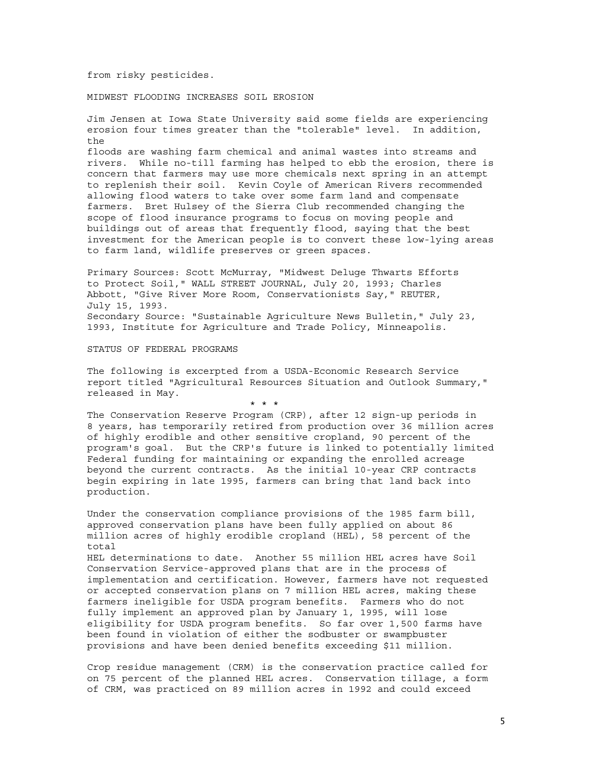from risky pesticides.

## MIDWEST FLOODING INCREASES SOIL EROSION

Jim Jensen at Iowa State University said some fields are experiencing erosion four times greater than the "tolerable" level. In addition, the floods are washing farm chemical and animal wastes into streams and rivers. While no-till farming has helped to ebb the erosion, there is concern that farmers may use more chemicals next spring in an attempt to replenish their soil. Kevin Coyle of American Rivers recommended allowing flood waters to take over some farm land and compensate farmers. Bret Hulsey of the Sierra Club recommended changing the scope of flood insurance programs to focus on moving people and buildings out of areas that frequently flood, saying that the best investment for the American people is to convert these low-lying areas to farm land, wildlife preserves or green spaces.

Primary Sources: Scott McMurray, "Midwest Deluge Thwarts Efforts to Protect Soil," WALL STREET JOURNAL, July 20, 1993; Charles Abbott, "Give River More Room, Conservationists Say," REUTER, July 15, 1993.
Secondary Source: "Sustainable Agriculture News Bulletin," July 23, 1993, Institute for Agriculture and Trade Policy, Minneapolis.

## STATUS OF FEDERAL PROGRAMS

The following is excerpted from a USDA-Economic Research Service report titled "Agricultural Resources Situation and Outlook Summary," released in May.

\* \* \*

The Conservation Reserve Program (CRP), after 12 sign-up periods in 8 years, has temporarily retired from production over 36 million acres of highly erodible and other sensitive cropland, 90 percent of the program's goal. But the CRP's future is linked to potentially limited Federal funding for maintaining or expanding the enrolled acreage beyond the current contracts. As the initial 10-year CRP contracts begin expiring in late 1995, farmers can bring that land back into production.

Under the conservation compliance provisions of the 1985 farm bill, approved conservation plans have been fully applied on about 86 million acres of highly erodible cropland (HEL), 58 percent of the total HEL determinations to date. Another 55 million HEL acres have Soil Conservation Service-approved plans that are in the process of implementation and certification. However, farmers have not requested or accepted conservation plans on 7 million HEL acres, making these farmers ineligible for USDA program benefits. Farmers who do not fully implement an approved plan by January 1, 1995, will lose eligibility for USDA program benefits. So far over 1,500 farms have been found in violation of either the sodbuster or swampbuster provisions and have been denied benefits exceeding $11 million.

Crop residue management (CRM) is the conservation practice called for on 75 percent of the planned HEL acres. Conservation tillage, a form of CRM, was practiced on 89 million acres in 1992 and could exceed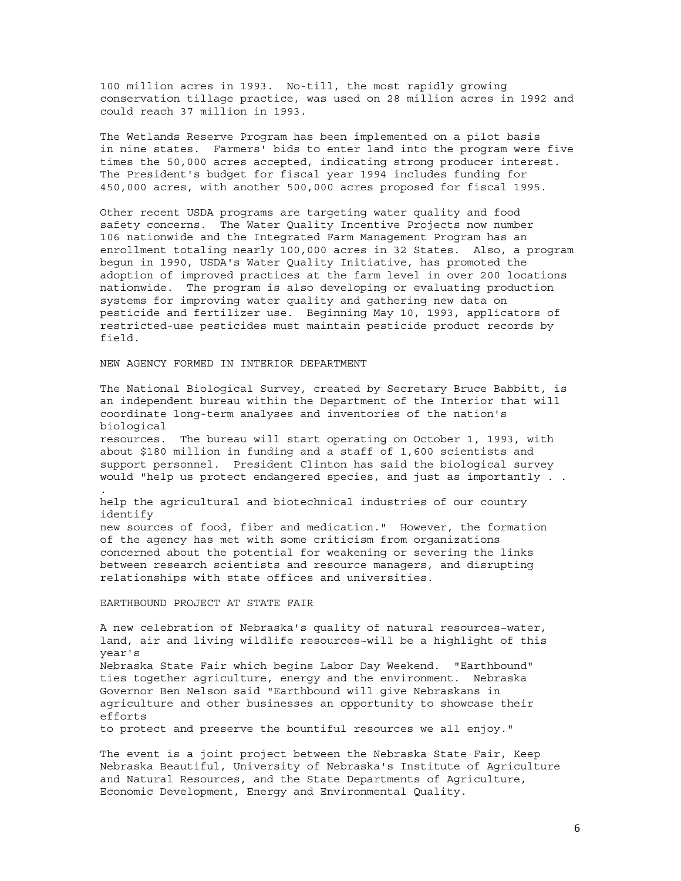100 million acres in 1993. No-till, the most rapidly growing conservation tillage practice, was used on 28 million acres in 1992 and could reach 37 million in 1993.

The Wetlands Reserve Program has been implemented on a pilot basis in nine states. Farmers' bids to enter land into the program were five times the 50,000 acres accepted, indicating strong producer interest. The President's budget for fiscal year 1994 includes funding for 450,000 acres, with another 500,000 acres proposed for fiscal 1995.

Other recent USDA programs are targeting water quality and food safety concerns. The Water Quality Incentive Projects now number 106 nationwide and the Integrated Farm Management Program has an enrollment totaling nearly 100,000 acres in 32 States. Also, a program begun in 1990, USDA's Water Quality Initiative, has promoted the adoption of improved practices at the farm level in over 200 locations nationwide. The program is also developing or evaluating production systems for improving water quality and gathering new data on pesticide and fertilizer use. Beginning May 10, 1993, applicators of restricted-use pesticides must maintain pesticide product records by field.

## NEW AGENCY FORMED IN INTERIOR DEPARTMENT

The National Biological Survey, created by Secretary Bruce Babbitt, is an independent bureau within the Department of the Interior that will coordinate long-term analyses and inventories of the nation's biological resources. The bureau will start operating on October 1, 1993, with about $180 million in funding and a staff of 1,600 scientists and support personnel. President Clinton has said the biological survey would "help us protect endangered species, and just as importantly . . . help the agricultural and biotechnical industries of our country identify new sources of food, fiber and medication." However, the formation of the agency has met with some criticism from organizations concerned about the potential for weakening or severing the links between research scientists and resource managers, and disrupting relationships with state offices and universities.

## EARTHBOUND PROJECT AT STATE FAIR

A new celebration of Nebraska's quality of natural resources~water, land, air and living wildlife resources~will be a highlight of this year's Nebraska State Fair which begins Labor Day Weekend. "Earthbound" ties together agriculture, energy and the environment. Nebraska Governor Ben Nelson said "Earthbound will give Nebraskans in agriculture and other businesses an opportunity to showcase their efforts to protect and preserve the bountiful resources we all enjoy."

The event is a joint project between the Nebraska State Fair, Keep Nebraska Beautiful, University of Nebraska's Institute of Agriculture and Natural Resources, and the State Departments of Agriculture, Economic Development, Energy and Environmental Quality.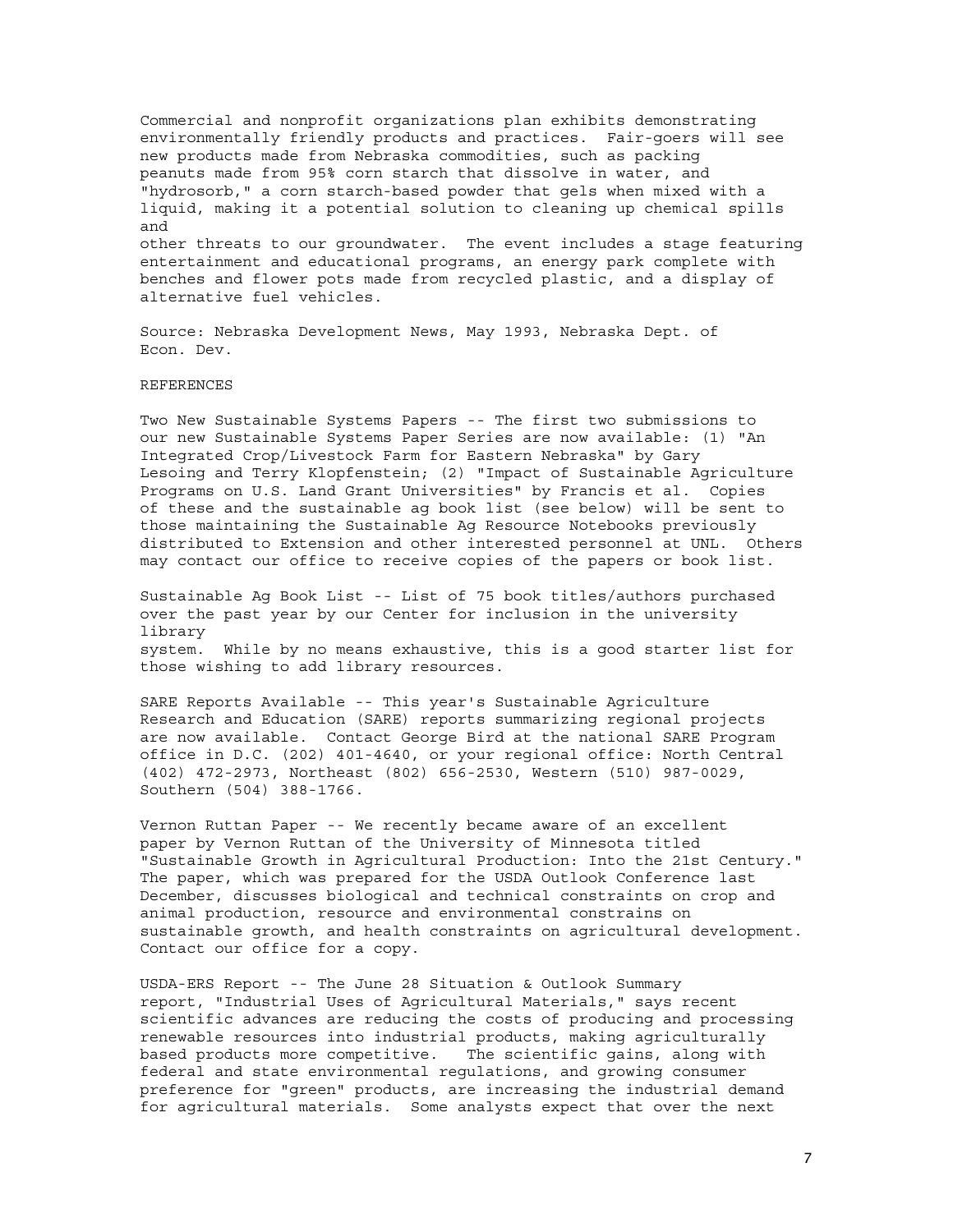Commercial and nonprofit organizations plan exhibits demonstrating environmentally friendly products and practices. Fair-goers will see new products made from Nebraska commodities, such as packing peanuts made from 95% corn starch that dissolve in water, and "hydrosorb," a corn starch-based powder that gels when mixed with a liquid, making it a potential solution to cleaning up chemical spills and other threats to our groundwater. The event includes a stage featuring entertainment and educational programs, an energy park complete with benches and flower pots made from recycled plastic, and a display of alternative fuel vehicles.

Source: Nebraska Development News, May 1993, Nebraska Dept. of Econ. Dev.

## REFERENCES

Two New Sustainable Systems Papers -- The first two submissions to our new Sustainable Systems Paper Series are now available: (1) "An Integrated Crop/Livestock Farm for Eastern Nebraska" by Gary Lesoing and Terry Klopfenstein; (2) "Impact of Sustainable Agriculture Programs on U.S. Land Grant Universities" by Francis et al. Copies of these and the sustainable ag book list (see below) will be sent to those maintaining the Sustainable Ag Resource Notebooks previously distributed to Extension and other interested personnel at UNL. Others may contact our office to receive copies of the papers or book list.

Sustainable Ag Book List -- List of 75 book titles/authors purchased over the past year by our Center for inclusion in the university library system. While by no means exhaustive, this is a good starter list for those wishing to add library resources.

SARE Reports Available -- This year's Sustainable Agriculture Research and Education (SARE) reports summarizing regional projects are now available. Contact George Bird at the national SARE Program office in D.C. (202) 401-4640, or your regional office: North Central (402) 472-2973, Northeast (802) 656-2530, Western (510) 987-0029, Southern (504) 388-1766.

Vernon Ruttan Paper -- We recently became aware of an excellent paper by Vernon Ruttan of the University of Minnesota titled "Sustainable Growth in Agricultural Production: Into the 21st Century." The paper, which was prepared for the USDA Outlook Conference last December, discusses biological and technical constraints on crop and animal production, resource and environmental constrains on sustainable growth, and health constraints on agricultural development. Contact our office for a copy.

USDA-ERS Report -- The June 28 Situation & Outlook Summary report, "Industrial Uses of Agricultural Materials," says recent scientific advances are reducing the costs of producing and processing renewable resources into industrial products, making agriculturally based products more competitive. The scientific gains, along with federal and state environmental regulations, and growing consumer preference for "green" products, are increasing the industrial demand for agricultural materials. Some analysts expect that over the next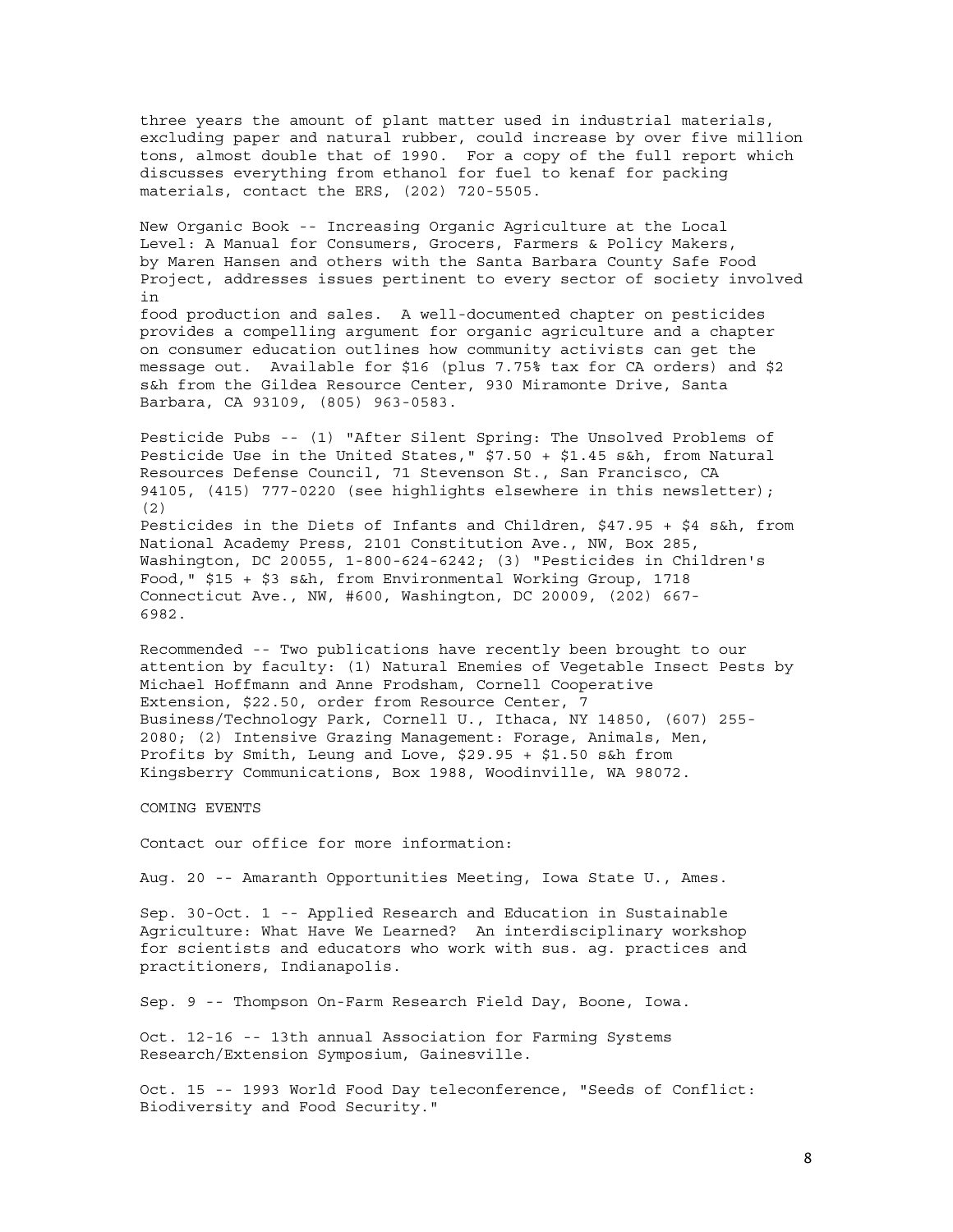three years the amount of plant matter used in industrial materials, excluding paper and natural rubber, could increase by over five million tons, almost double that of 1990. For a copy of the full report which discusses everything from ethanol for fuel to kenaf for packing materials, contact the ERS, (202) 720-5505.

New Organic Book -- Increasing Organic Agriculture at the Local Level: A Manual for Consumers, Grocers, Farmers & Policy Makers, by Maren Hansen and others with the Santa Barbara County Safe Food Project, addresses issues pertinent to every sector of society involved in food production and sales. A well-documented chapter on pesticides provides a compelling argument for organic agriculture and a chapter on consumer education outlines how community activists can get the message out. Available for $16 (plus 7.75% tax for CA orders) and $2 s&h from the Gildea Resource Center, 930 Miramonte Drive, Santa Barbara, CA 93109, (805) 963-0583.

Pesticide Pubs -- (1) "After Silent Spring: The Unsolved Problems of Pesticide Use in the United States," $7.50 + $1.45 s&h, from Natural Resources Defense Council, 71 Stevenson St., San Francisco, CA 94105, (415) 777-0220 (see highlights elsewhere in this newsletter); (2) Pesticides in the Diets of Infants and Children, $47.95 + $4 s&h, from National Academy Press, 2101 Constitution Ave., NW, Box 285, Washington, DC 20055, 1-800-624-6242; (3) "Pesticides in Children's Food," $15 + $3 s&h, from Environmental Working Group, 1718 Connecticut Ave., NW, #600, Washington, DC 20009, (202) 667-6982.

Recommended -- Two publications have recently been brought to our attention by faculty: (1) Natural Enemies of Vegetable Insect Pests by Michael Hoffmann and Anne Frodsham, Cornell Cooperative Extension, $22.50, order from Resource Center, 7 Business/Technology Park, Cornell U., Ithaca, NY 14850, (607) 255-2080; (2) Intensive Grazing Management: Forage, Animals, Men, Profits by Smith, Leung and Love, $29.95 + $1.50 s&h from Kingsberry Communications, Box 1988, Woodinville, WA 98072.

## COMING EVENTS

Contact our office for more information:

Aug. 20 -- Amaranth Opportunities Meeting, Iowa State U., Ames.

Sep. 30-Oct. 1 -- Applied Research and Education in Sustainable Agriculture: What Have We Learned? An interdisciplinary workshop for scientists and educators who work with sus. ag. practices and practitioners, Indianapolis.

Sep. 9 -- Thompson On-Farm Research Field Day, Boone, Iowa.

Oct. 12-16 -- 13th annual Association for Farming Systems Research/Extension Symposium, Gainesville.

Oct. 15 -- 1993 World Food Day teleconference, "Seeds of Conflict: Biodiversity and Food Security."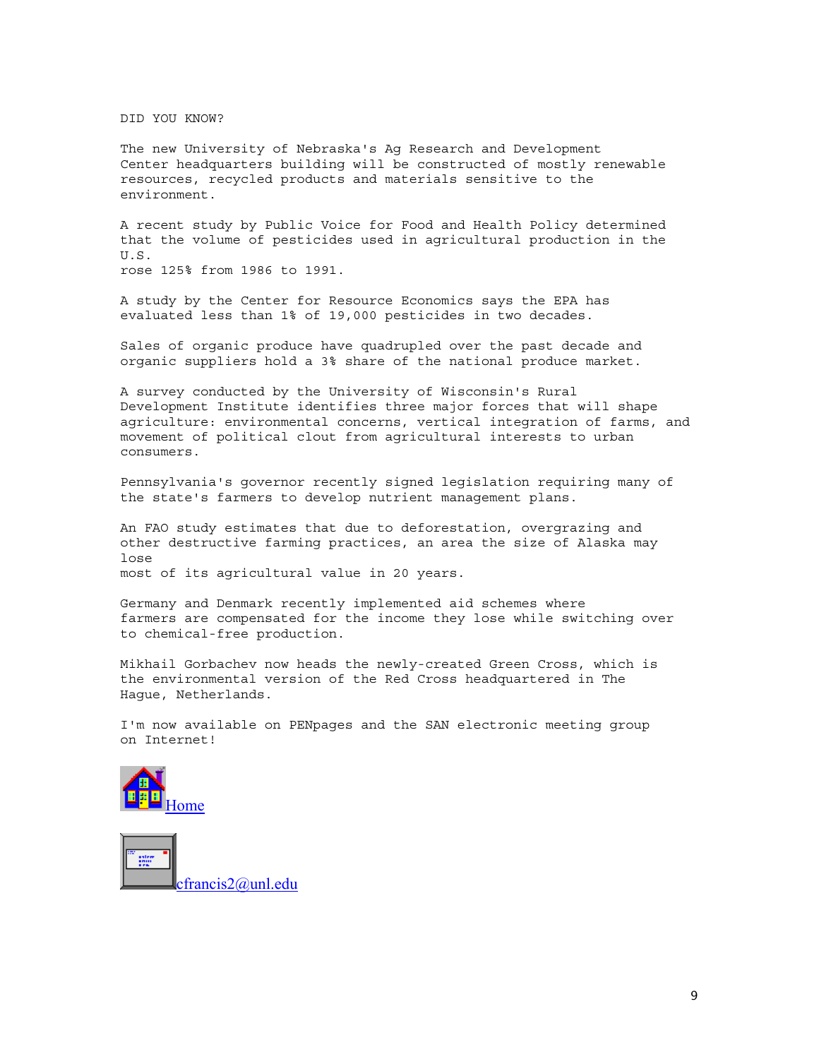DID YOU KNOW?

The new University of Nebraska's Ag Research and Development Center headquarters building will be constructed of mostly renewable resources, recycled products and materials sensitive to the environment.

A recent study by Public Voice for Food and Health Policy determined that the volume of pesticides used in agricultural production in the U.S. rose 125% from 1986 to 1991.

A study by the Center for Resource Economics says the EPA has evaluated less than 1% of 19,000 pesticides in two decades.

Sales of organic produce have quadrupled over the past decade and organic suppliers hold a 3% share of the national produce market.

A survey conducted by the University of Wisconsin's Rural Development Institute identifies three major forces that will shape agriculture: environmental concerns, vertical integration of farms, and movement of political clout from agricultural interests to urban consumers.

Pennsylvania's governor recently signed legislation requiring many of the state's farmers to develop nutrient management plans.

An FAO study estimates that due to deforestation, overgrazing and other destructive farming practices, an area the size of Alaska may lose most of its agricultural value in 20 years.

Germany and Denmark recently implemented aid schemes where farmers are compensated for the income they lose while switching over to chemical-free production.

Mikhail Gorbachev now heads the newly-created Green Cross, which is the environmental version of the Red Cross headquartered in The Hague, Netherlands.

I'm now available on PENpages and the SAN electronic meeting group on Internet!

Home

cfrancis2@unl.edu